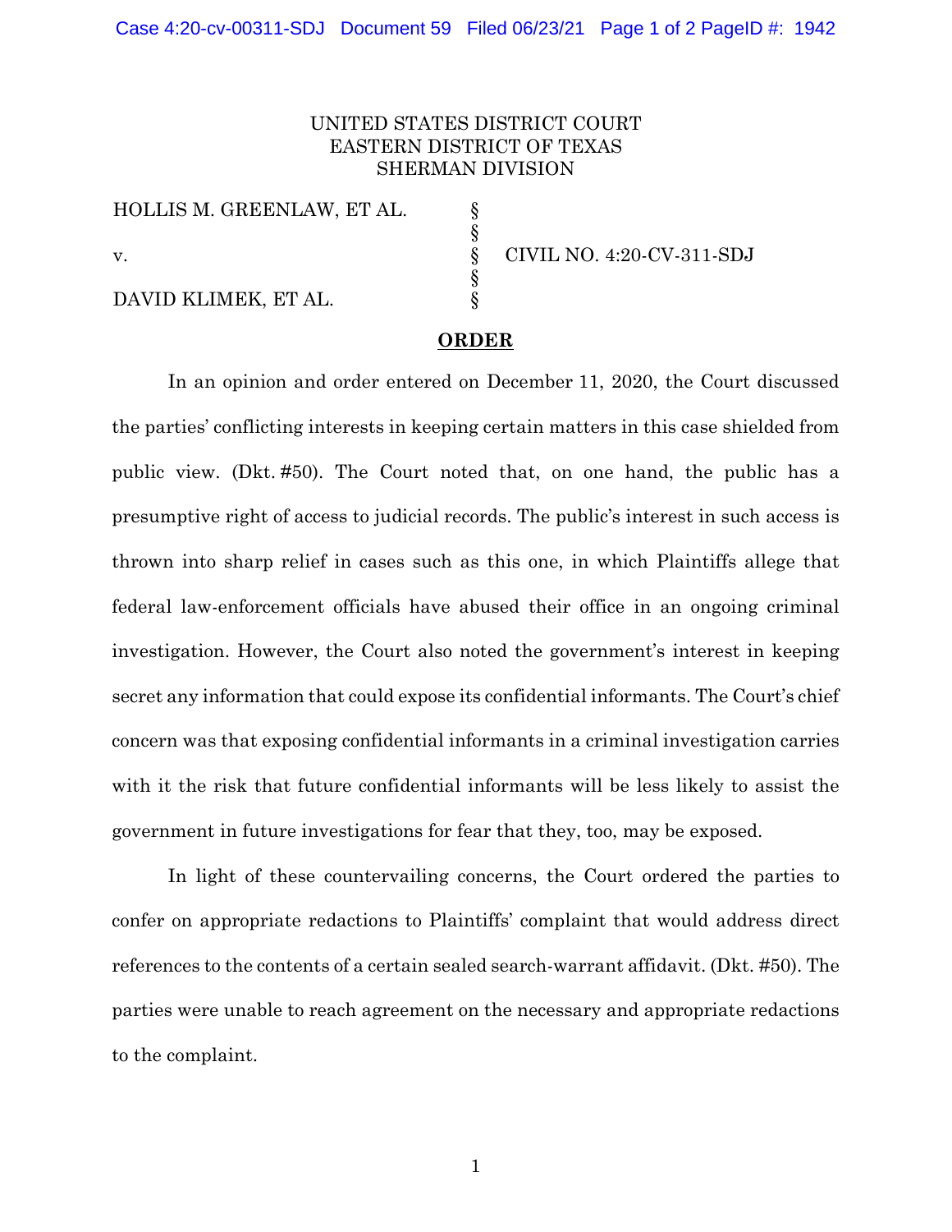UNITED STATES DISTRICT COURT
EASTERN DISTRICT OF TEXAS
SHERMAN DIVISION

| | | |
|---|---|---|
| HOLLIS M. GREENLAW, ET AL. | § | |
| | § | |
| v. | § | CIVIL NO. 4:20-CV-311-SDJ |
| | § | |
| DAVID KLIMEK, ET AL. | § | |

**ORDER**

In an opinion and order entered on December 11, 2020, the Court discussed the parties' conflicting interests in keeping certain matters in this case shielded from public view. (Dkt. #50). The Court noted that, on one hand, the public has a presumptive right of access to judicial records. The public's interest in such access is thrown into sharp relief in cases such as this one, in which Plaintiffs allege that federal law-enforcement officials have abused their office in an ongoing criminal investigation. However, the Court also noted the government's interest in keeping secret any information that could expose its confidential informants. The Court's chief concern was that exposing confidential informants in a criminal investigation carries with it the risk that future confidential informants will be less likely to assist the government in future investigations for fear that they, too, may be exposed.

In light of these countervailing concerns, the Court ordered the parties to confer on appropriate redactions to Plaintiffs' complaint that would address direct references to the contents of a certain sealed search-warrant affidavit. (Dkt. #50). The parties were unable to reach agreement on the necessary and appropriate redactions to the complaint.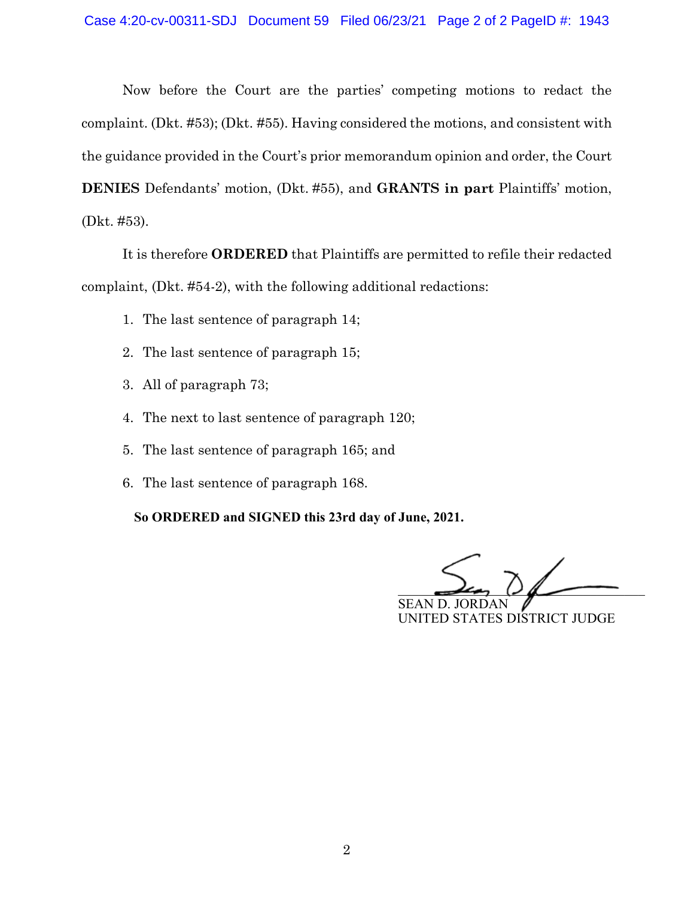Now before the Court are the parties' competing motions to redact the complaint. (Dkt. #53); (Dkt. #55). Having considered the motions, and consistent with the guidance provided in the Court's prior memorandum opinion and order, the Court **DENIES** Defendants' motion, (Dkt. #55), and **GRANTS in part** Plaintiffs' motion, (Dkt. #53).

It is therefore **ORDERED** that Plaintiffs are permitted to refile their redacted complaint, (Dkt. #54-2), with the following additional redactions:

1. The last sentence of paragraph 14;
2. The last sentence of paragraph 15;
3. All of paragraph 73;
4. The next to last sentence of paragraph 120;
5. The last sentence of paragraph 165; and
6. The last sentence of paragraph 168.

**So ORDERED and SIGNED this 23rd day of June, 2021.**

SEAN D. JORDAN
UNITED STATES DISTRICT JUDGE